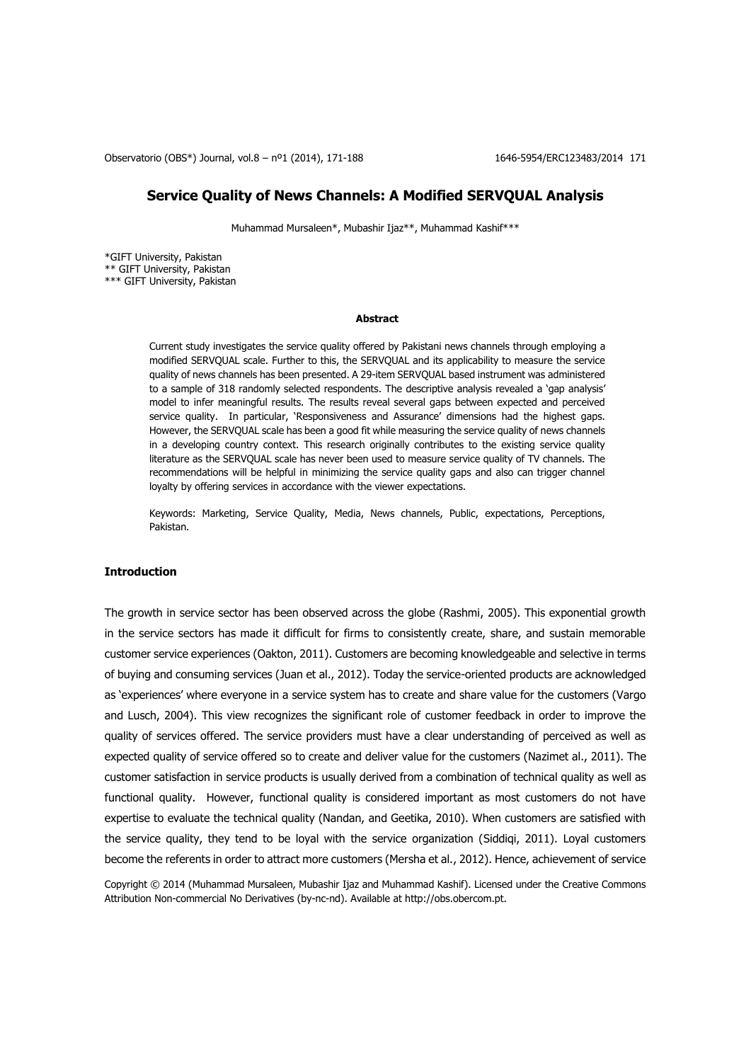# Service Quality of News Channels: A Modified SERVQUAL Analysis

Muhammad Mursaleen*, Mubashir Ijaz**, Muhammad Kashif***

*GIFT University, Pakistan
** GIFT University, Pakistan
*** GIFT University, Pakistan

**Abstract**

Current study investigates the service quality offered by Pakistani news channels through employing a modified SERVQUAL scale. Further to this, the SERVQUAL and its applicability to measure the service quality of news channels has been presented. A 29-item SERVQUAL based instrument was administered to a sample of 318 randomly selected respondents. The descriptive analysis revealed a 'gap analysis' model to infer meaningful results. The results reveal several gaps between expected and perceived service quality. In particular, 'Responsiveness and Assurance' dimensions had the highest gaps. However, the SERVQUAL scale has been a good fit while measuring the service quality of news channels in a developing country context. This research originally contributes to the existing service quality literature as the SERVQUAL scale has never been used to measure service quality of TV channels. The recommendations will be helpful in minimizing the service quality gaps and also can trigger channel loyalty by offering services in accordance with the viewer expectations.

Keywords: Marketing, Service Quality, Media, News channels, Public, expectations, Perceptions, Pakistan.

## Introduction

The growth in service sector has been observed across the globe (Rashmi, 2005). This exponential growth in the service sectors has made it difficult for firms to consistently create, share, and sustain memorable customer service experiences (Oakton, 2011). Customers are becoming knowledgeable and selective in terms of buying and consuming services (Juan et al., 2012). Today the service-oriented products are acknowledged as 'experiences' where everyone in a service system has to create and share value for the customers (Vargo and Lusch, 2004). This view recognizes the significant role of customer feedback in order to improve the quality of services offered. The service providers must have a clear understanding of perceived as well as expected quality of service offered so to create and deliver value for the customers (Nazimet al., 2011). The customer satisfaction in service products is usually derived from a combination of technical quality as well as functional quality. However, functional quality is considered important as most customers do not have expertise to evaluate the technical quality (Nandan, and Geetika, 2010). When customers are satisfied with the service quality, they tend to be loyal with the service organization (Siddiqi, 2011). Loyal customers become the referents in order to attract more customers (Mersha et al., 2012). Hence, achievement of service

Copyright © 2014 (Muhammad Mursaleen, Mubashir Ijaz and Muhammad Kashif). Licensed under the Creative Commons Attribution Non-commercial No Derivatives (by-nc-nd). Available at http://obs.obercom.pt.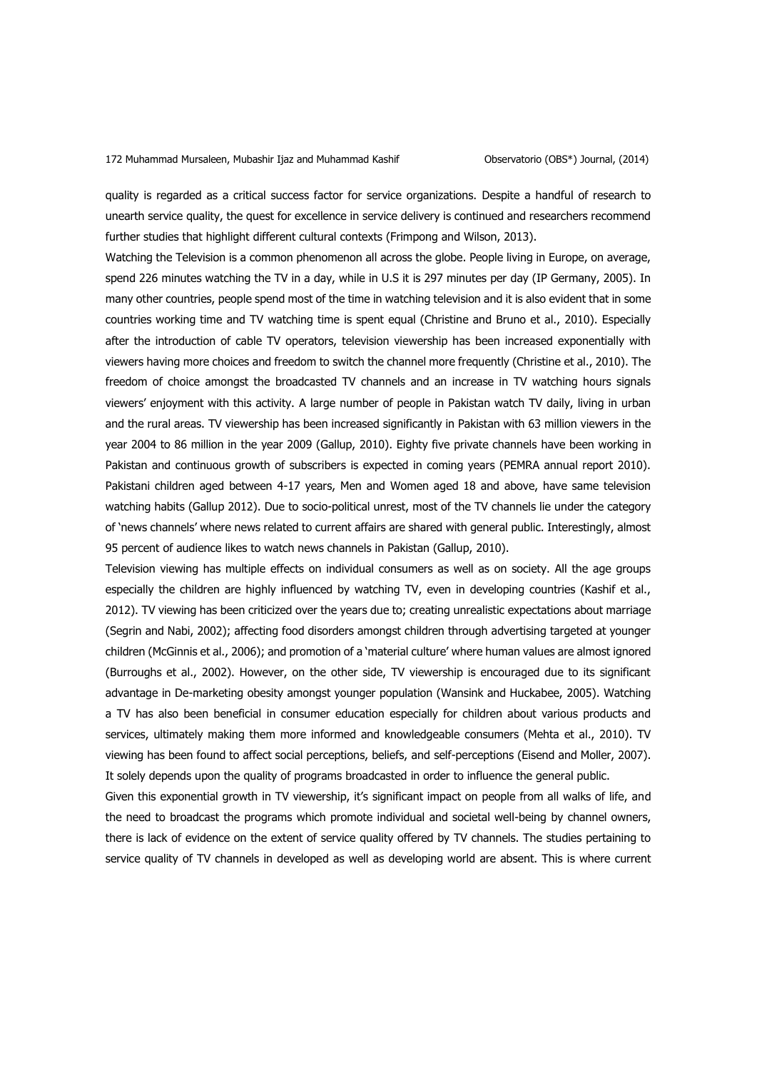quality is regarded as a critical success factor for service organizations. Despite a handful of research to unearth service quality, the quest for excellence in service delivery is continued and researchers recommend further studies that highlight different cultural contexts (Frimpong and Wilson, 2013).

Watching the Television is a common phenomenon all across the globe. People living in Europe, on average, spend 226 minutes watching the TV in a day, while in U.S it is 297 minutes per day (IP Germany, 2005). In many other countries, people spend most of the time in watching television and it is also evident that in some countries working time and TV watching time is spent equal (Christine and Bruno et al., 2010). Especially after the introduction of cable TV operators, television viewership has been increased exponentially with viewers having more choices and freedom to switch the channel more frequently (Christine et al., 2010). The freedom of choice amongst the broadcasted TV channels and an increase in TV watching hours signals viewers' enjoyment with this activity. A large number of people in Pakistan watch TV daily, living in urban and the rural areas. TV viewership has been increased significantly in Pakistan with 63 million viewers in the year 2004 to 86 million in the year 2009 (Gallup, 2010). Eighty five private channels have been working in Pakistan and continuous growth of subscribers is expected in coming years (PEMRA annual report 2010). Pakistani children aged between 4-17 years, Men and Women aged 18 and above, have same television watching habits (Gallup 2012). Due to socio-political unrest, most of the TV channels lie under the category of 'news channels' where news related to current affairs are shared with general public. Interestingly, almost 95 percent of audience likes to watch news channels in Pakistan (Gallup, 2010).

Television viewing has multiple effects on individual consumers as well as on society. All the age groups especially the children are highly influenced by watching TV, even in developing countries (Kashif et al., 2012). TV viewing has been criticized over the years due to; creating unrealistic expectations about marriage (Segrin and Nabi, 2002); affecting food disorders amongst children through advertising targeted at younger children (McGinnis et al., 2006); and promotion of a 'material culture' where human values are almost ignored (Burroughs et al., 2002). However, on the other side, TV viewership is encouraged due to its significant advantage in De-marketing obesity amongst younger population (Wansink and Huckabee, 2005). Watching a TV has also been beneficial in consumer education especially for children about various products and services, ultimately making them more informed and knowledgeable consumers (Mehta et al., 2010). TV viewing has been found to affect social perceptions, beliefs, and self-perceptions (Eisend and Moller, 2007). It solely depends upon the quality of programs broadcasted in order to influence the general public.

Given this exponential growth in TV viewership, it's significant impact on people from all walks of life, and the need to broadcast the programs which promote individual and societal well-being by channel owners, there is lack of evidence on the extent of service quality offered by TV channels. The studies pertaining to service quality of TV channels in developed as well as developing world are absent. This is where current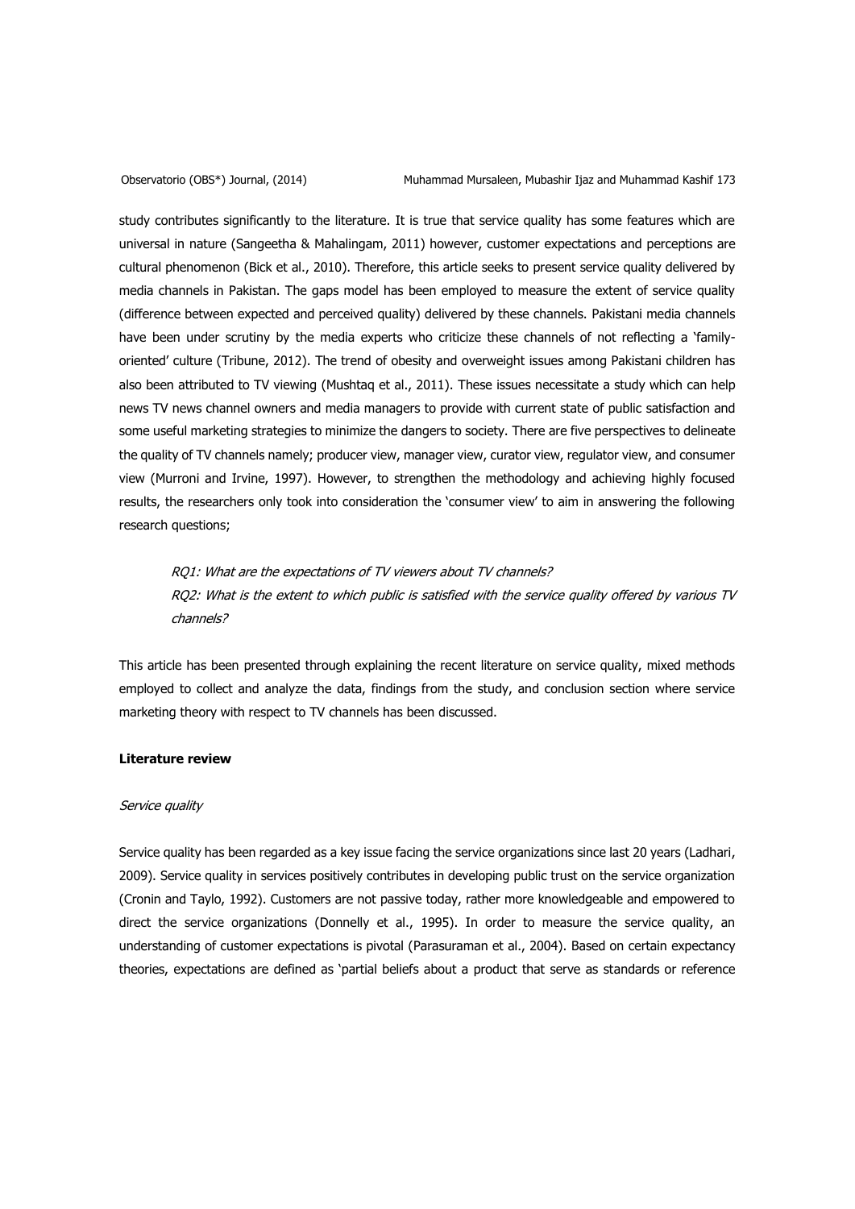study contributes significantly to the literature. It is true that service quality has some features which are universal in nature (Sangeetha & Mahalingam, 2011) however, customer expectations and perceptions are cultural phenomenon (Bick et al., 2010). Therefore, this article seeks to present service quality delivered by media channels in Pakistan. The gaps model has been employed to measure the extent of service quality (difference between expected and perceived quality) delivered by these channels. Pakistani media channels have been under scrutiny by the media experts who criticize these channels of not reflecting a 'family-oriented' culture (Tribune, 2012). The trend of obesity and overweight issues among Pakistani children has also been attributed to TV viewing (Mushtaq et al., 2011). These issues necessitate a study which can help news TV news channel owners and media managers to provide with current state of public satisfaction and some useful marketing strategies to minimize the dangers to society. There are five perspectives to delineate the quality of TV channels namely; producer view, manager view, curator view, regulator view, and consumer view (Murroni and Irvine, 1997). However, to strengthen the methodology and achieving highly focused results, the researchers only took into consideration the 'consumer view' to aim in answering the following research questions;

> *RQ1: What are the expectations of TV viewers about TV channels?*
> *RQ2: What is the extent to which public is satisfied with the service quality offered by various TV channels?*

This article has been presented through explaining the recent literature on service quality, mixed methods employed to collect and analyze the data, findings from the study, and conclusion section where service marketing theory with respect to TV channels has been discussed.

## Literature review

### *Service quality*

Service quality has been regarded as a key issue facing the service organizations since last 20 years (Ladhari, 2009). Service quality in services positively contributes in developing public trust on the service organization (Cronin and Taylo, 1992). Customers are not passive today, rather more knowledgeable and empowered to direct the service organizations (Donnelly et al., 1995). In order to measure the service quality, an understanding of customer expectations is pivotal (Parasuraman et al., 2004). Based on certain expectancy theories, expectations are defined as 'partial beliefs about a product that serve as standards or reference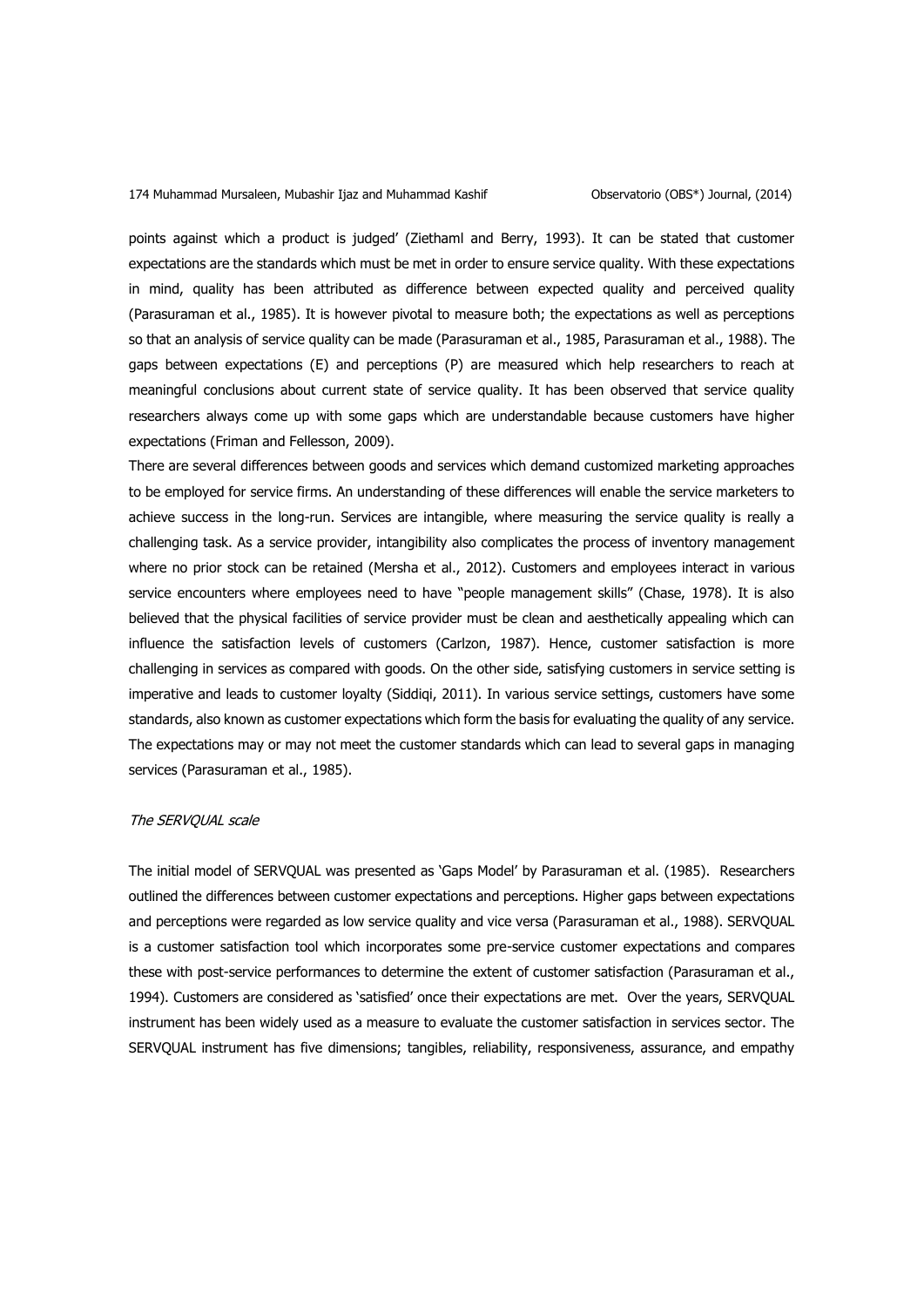points against which a product is judged' (Ziethaml and Berry, 1993). It can be stated that customer expectations are the standards which must be met in order to ensure service quality. With these expectations in mind, quality has been attributed as difference between expected quality and perceived quality (Parasuraman et al., 1985). It is however pivotal to measure both; the expectations as well as perceptions so that an analysis of service quality can be made (Parasuraman et al., 1985, Parasuraman et al., 1988). The gaps between expectations (E) and perceptions (P) are measured which help researchers to reach at meaningful conclusions about current state of service quality. It has been observed that service quality researchers always come up with some gaps which are understandable because customers have higher expectations (Friman and Fellesson, 2009).

There are several differences between goods and services which demand customized marketing approaches to be employed for service firms. An understanding of these differences will enable the service marketers to achieve success in the long-run. Services are intangible, where measuring the service quality is really a challenging task. As a service provider, intangibility also complicates the process of inventory management where no prior stock can be retained (Mersha et al., 2012). Customers and employees interact in various service encounters where employees need to have "people management skills" (Chase, 1978). It is also believed that the physical facilities of service provider must be clean and aesthetically appealing which can influence the satisfaction levels of customers (Carlzon, 1987). Hence, customer satisfaction is more challenging in services as compared with goods. On the other side, satisfying customers in service setting is imperative and leads to customer loyalty (Siddiqi, 2011). In various service settings, customers have some standards, also known as customer expectations which form the basis for evaluating the quality of any service. The expectations may or may not meet the customer standards which can lead to several gaps in managing services (Parasuraman et al., 1985).

### *The SERVQUAL scale*

The initial model of SERVQUAL was presented as 'Gaps Model' by Parasuraman et al. (1985). Researchers outlined the differences between customer expectations and perceptions. Higher gaps between expectations and perceptions were regarded as low service quality and vice versa (Parasuraman et al., 1988). SERVQUAL is a customer satisfaction tool which incorporates some pre-service customer expectations and compares these with post-service performances to determine the extent of customer satisfaction (Parasuraman et al., 1994). Customers are considered as 'satisfied' once their expectations are met. Over the years, SERVQUAL instrument has been widely used as a measure to evaluate the customer satisfaction in services sector. The SERVQUAL instrument has five dimensions; tangibles, reliability, responsiveness, assurance, and empathy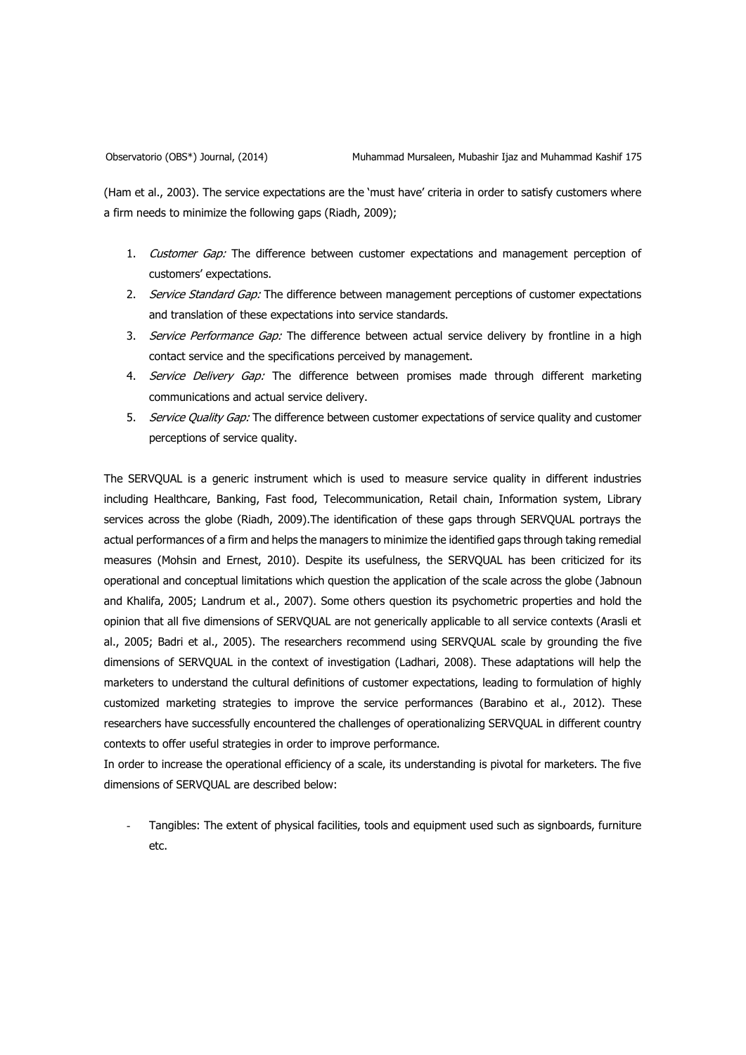(Ham et al., 2003). The service expectations are the 'must have' criteria in order to satisfy customers where a firm needs to minimize the following gaps (Riadh, 2009);

1. *Customer Gap:* The difference between customer expectations and management perception of customers' expectations.
2. *Service Standard Gap:* The difference between management perceptions of customer expectations and translation of these expectations into service standards.
3. *Service Performance Gap:* The difference between actual service delivery by frontline in a high contact service and the specifications perceived by management.
4. *Service Delivery Gap:* The difference between promises made through different marketing communications and actual service delivery.
5. *Service Quality Gap:* The difference between customer expectations of service quality and customer perceptions of service quality.

The SERVQUAL is a generic instrument which is used to measure service quality in different industries including Healthcare, Banking, Fast food, Telecommunication, Retail chain, Information system, Library services across the globe (Riadh, 2009).The identification of these gaps through SERVQUAL portrays the actual performances of a firm and helps the managers to minimize the identified gaps through taking remedial measures (Mohsin and Ernest, 2010). Despite its usefulness, the SERVQUAL has been criticized for its operational and conceptual limitations which question the application of the scale across the globe (Jabnoun and Khalifa, 2005; Landrum et al., 2007). Some others question its psychometric properties and hold the opinion that all five dimensions of SERVQUAL are not generically applicable to all service contexts (Arasli et al., 2005; Badri et al., 2005). The researchers recommend using SERVQUAL scale by grounding the five dimensions of SERVQUAL in the context of investigation (Ladhari, 2008). These adaptations will help the marketers to understand the cultural definitions of customer expectations, leading to formulation of highly customized marketing strategies to improve the service performances (Barabino et al., 2012). These researchers have successfully encountered the challenges of operationalizing SERVQUAL in different country contexts to offer useful strategies in order to improve performance.

In order to increase the operational efficiency of a scale, its understanding is pivotal for marketers. The five dimensions of SERVQUAL are described below:

- Tangibles: The extent of physical facilities, tools and equipment used such as signboards, furniture etc.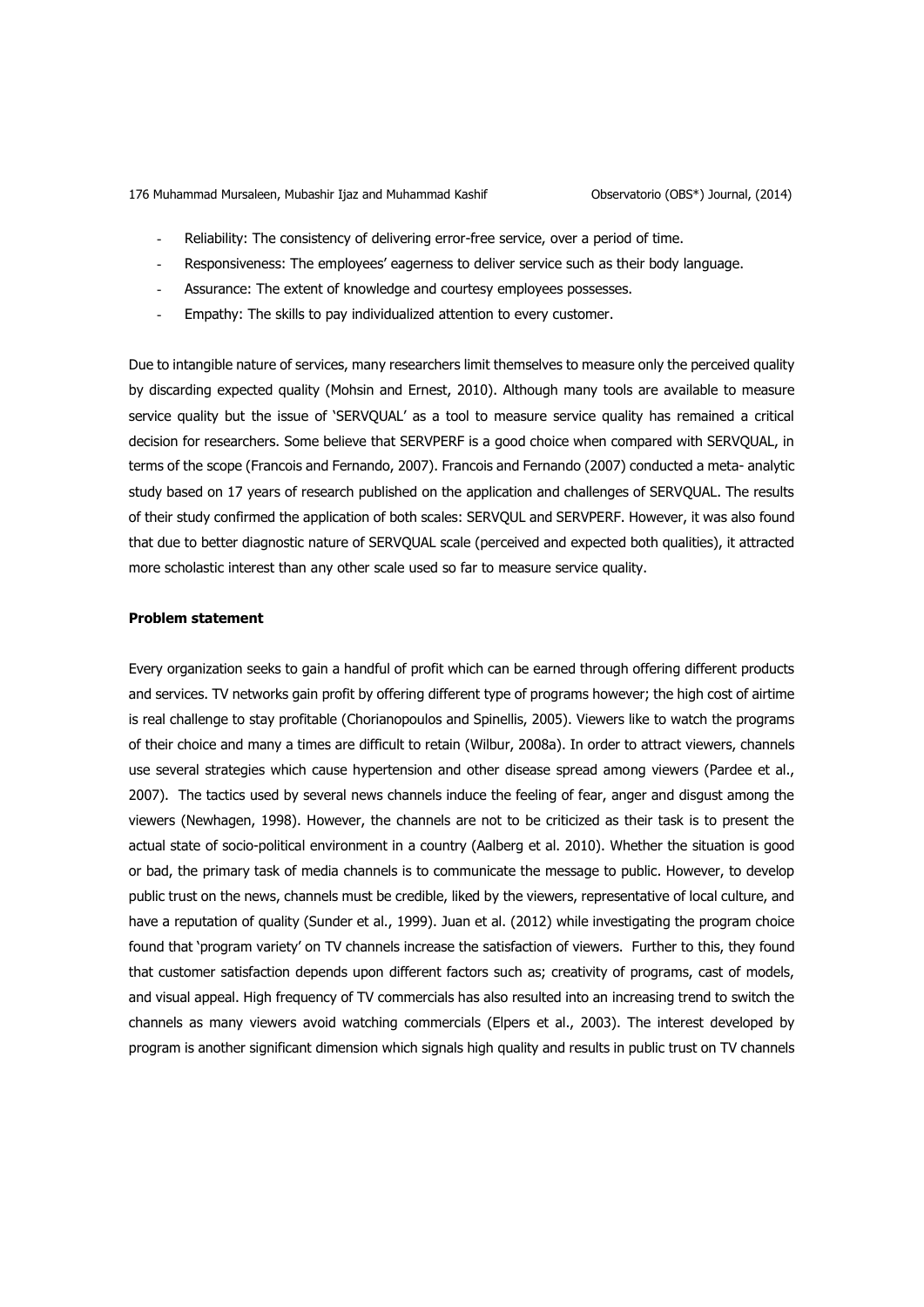- Reliability: The consistency of delivering error-free service, over a period of time.
- Responsiveness: The employees' eagerness to deliver service such as their body language.
- Assurance: The extent of knowledge and courtesy employees possesses.
- Empathy: The skills to pay individualized attention to every customer.

Due to intangible nature of services, many researchers limit themselves to measure only the perceived quality by discarding expected quality (Mohsin and Ernest, 2010). Although many tools are available to measure service quality but the issue of 'SERVQUAL' as a tool to measure service quality has remained a critical decision for researchers. Some believe that SERVPERF is a good choice when compared with SERVQUAL, in terms of the scope (Francois and Fernando, 2007). Francois and Fernando (2007) conducted a meta- analytic study based on 17 years of research published on the application and challenges of SERVQUAL. The results of their study confirmed the application of both scales: SERVQUL and SERVPERF. However, it was also found that due to better diagnostic nature of SERVQUAL scale (perceived and expected both qualities), it attracted more scholastic interest than any other scale used so far to measure service quality.

**Problem statement**

Every organization seeks to gain a handful of profit which can be earned through offering different products and services. TV networks gain profit by offering different type of programs however; the high cost of airtime is real challenge to stay profitable (Chorianopoulos and Spinellis, 2005). Viewers like to watch the programs of their choice and many a times are difficult to retain (Wilbur, 2008a). In order to attract viewers, channels use several strategies which cause hypertension and other disease spread among viewers (Pardee et al., 2007). The tactics used by several news channels induce the feeling of fear, anger and disgust among the viewers (Newhagen, 1998). However, the channels are not to be criticized as their task is to present the actual state of socio-political environment in a country (Aalberg et al. 2010). Whether the situation is good or bad, the primary task of media channels is to communicate the message to public. However, to develop public trust on the news, channels must be credible, liked by the viewers, representative of local culture, and have a reputation of quality (Sunder et al., 1999). Juan et al. (2012) while investigating the program choice found that 'program variety' on TV channels increase the satisfaction of viewers. Further to this, they found that customer satisfaction depends upon different factors such as; creativity of programs, cast of models, and visual appeal. High frequency of TV commercials has also resulted into an increasing trend to switch the channels as many viewers avoid watching commercials (Elpers et al., 2003). The interest developed by program is another significant dimension which signals high quality and results in public trust on TV channels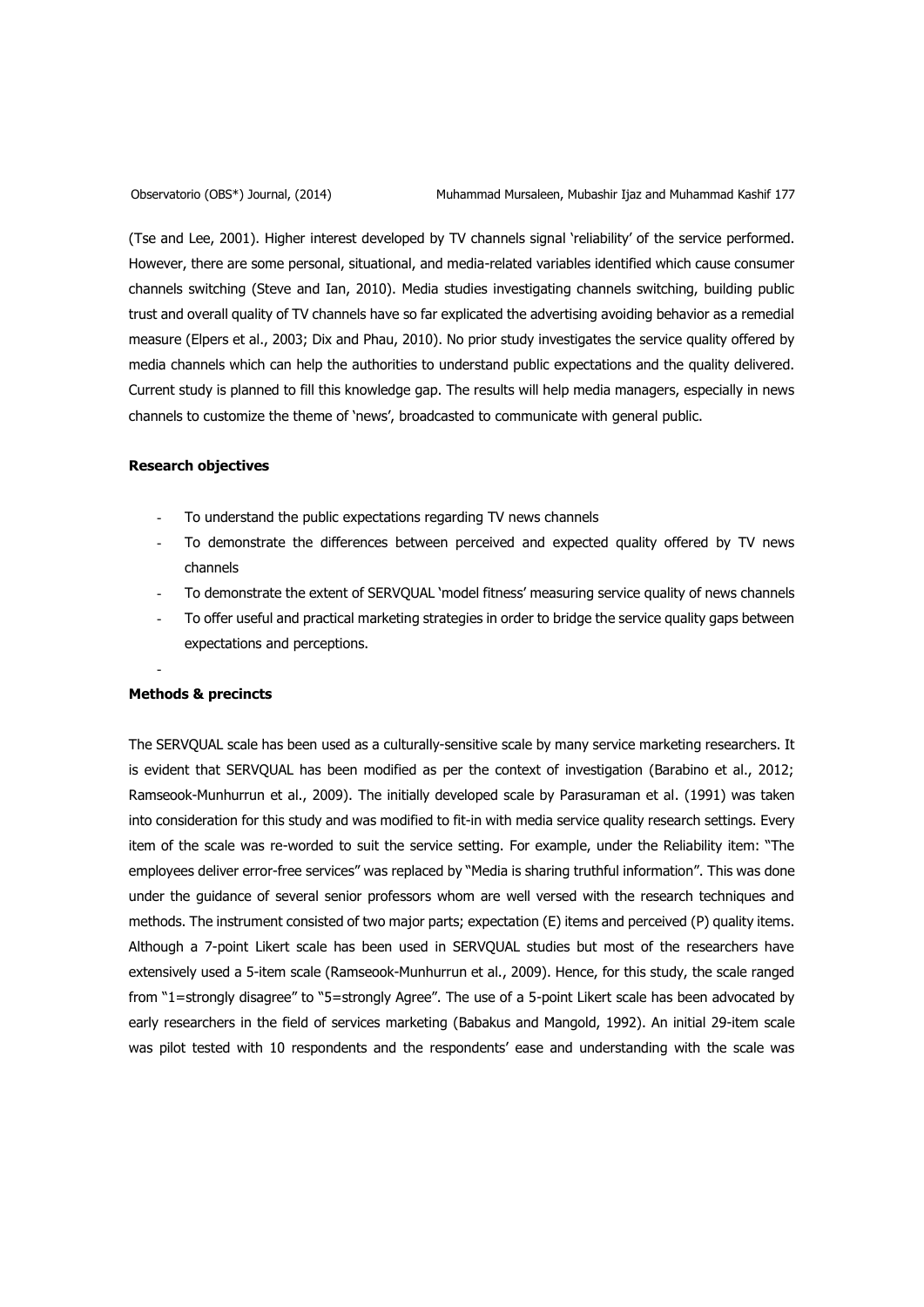(Tse and Lee, 2001). Higher interest developed by TV channels signal 'reliability' of the service performed. However, there are some personal, situational, and media-related variables identified which cause consumer channels switching (Steve and Ian, 2010). Media studies investigating channels switching, building public trust and overall quality of TV channels have so far explicated the advertising avoiding behavior as a remedial measure (Elpers et al., 2003; Dix and Phau, 2010). No prior study investigates the service quality offered by media channels which can help the authorities to understand public expectations and the quality delivered. Current study is planned to fill this knowledge gap. The results will help media managers, especially in news channels to customize the theme of 'news', broadcasted to communicate with general public.

**Research objectives**

- To understand the public expectations regarding TV news channels
- To demonstrate the differences between perceived and expected quality offered by TV news channels
- To demonstrate the extent of SERVQUAL 'model fitness' measuring service quality of news channels
- To offer useful and practical marketing strategies in order to bridge the service quality gaps between expectations and perceptions.
-

**Methods & precincts**

The SERVQUAL scale has been used as a culturally-sensitive scale by many service marketing researchers. It is evident that SERVQUAL has been modified as per the context of investigation (Barabino et al., 2012; Ramseook-Munhurrun et al., 2009). The initially developed scale by Parasuraman et al. (1991) was taken into consideration for this study and was modified to fit-in with media service quality research settings. Every item of the scale was re-worded to suit the service setting. For example, under the Reliability item: "The employees deliver error-free services" was replaced by "Media is sharing truthful information". This was done under the guidance of several senior professors whom are well versed with the research techniques and methods. The instrument consisted of two major parts; expectation (E) items and perceived (P) quality items. Although a 7-point Likert scale has been used in SERVQUAL studies but most of the researchers have extensively used a 5-item scale (Ramseook-Munhurrun et al., 2009). Hence, for this study, the scale ranged from "1=strongly disagree" to "5=strongly Agree". The use of a 5-point Likert scale has been advocated by early researchers in the field of services marketing (Babakus and Mangold, 1992). An initial 29-item scale was pilot tested with 10 respondents and the respondents' ease and understanding with the scale was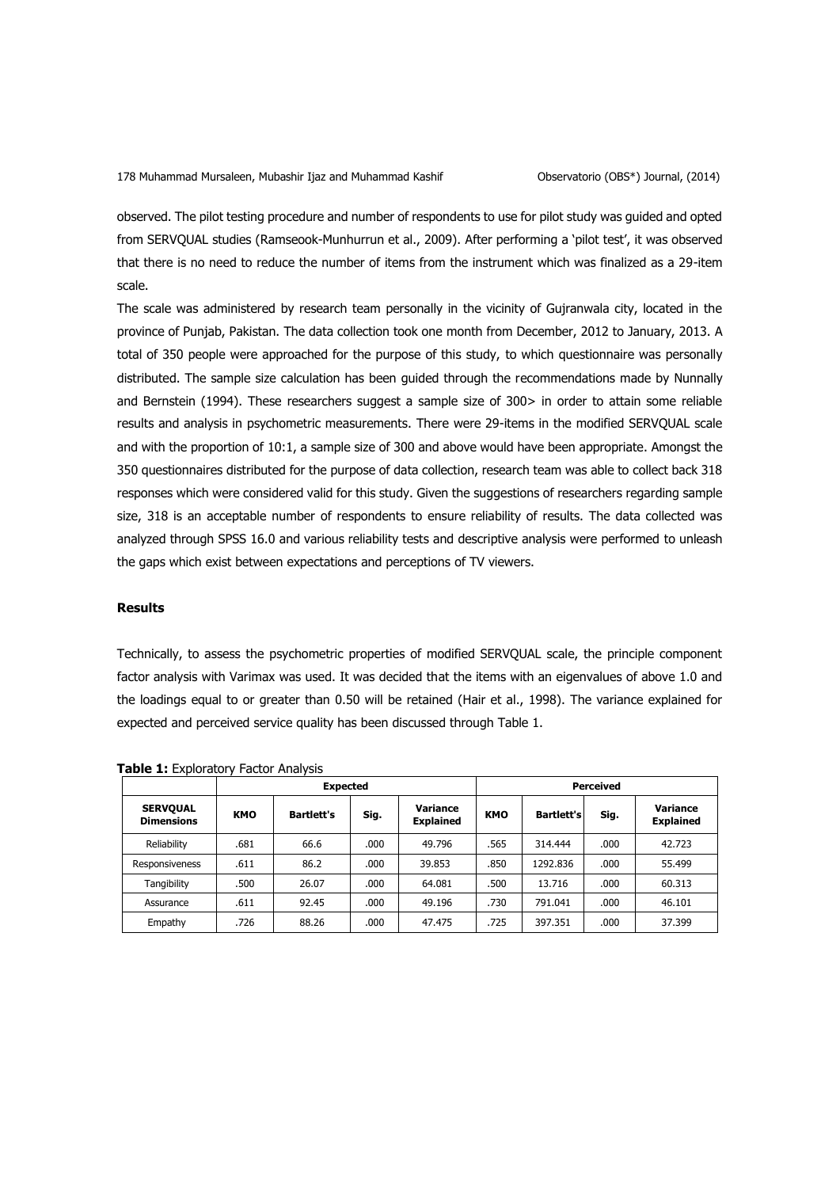observed. The pilot testing procedure and number of respondents to use for pilot study was guided and opted from SERVQUAL studies (Ramseook-Munhurrun et al., 2009). After performing a 'pilot test', it was observed that there is no need to reduce the number of items from the instrument which was finalized as a 29-item scale.

The scale was administered by research team personally in the vicinity of Gujranwala city, located in the province of Punjab, Pakistan. The data collection took one month from December, 2012 to January, 2013. A total of 350 people were approached for the purpose of this study, to which questionnaire was personally distributed. The sample size calculation has been guided through the recommendations made by Nunnally and Bernstein (1994). These researchers suggest a sample size of 300> in order to attain some reliable results and analysis in psychometric measurements. There were 29-items in the modified SERVQUAL scale and with the proportion of 10:1, a sample size of 300 and above would have been appropriate. Amongst the 350 questionnaires distributed for the purpose of data collection, research team was able to collect back 318 responses which were considered valid for this study. Given the suggestions of researchers regarding sample size, 318 is an acceptable number of respondents to ensure reliability of results. The data collected was analyzed through SPSS 16.0 and various reliability tests and descriptive analysis were performed to unleash the gaps which exist between expectations and perceptions of TV viewers.

## Results

Technically, to assess the psychometric properties of modified SERVQUAL scale, the principle component factor analysis with Varimax was used. It was decided that the items with an eigenvalues of above 1.0 and the loadings equal to or greater than 0.50 will be retained (Hair et al., 1998). The variance explained for expected and perceived service quality has been discussed through Table 1.

**Table 1:** Exploratory Factor Analysis

| | Expected | | | | Perceived | | | |
|---|---|---|---|---|---|---|---|---|
| **SERVQUAL Dimensions** | **KMO** | **Bartlett's** | **Sig.** | **Variance Explained** | **KMO** | **Bartlett's** | **Sig.** | **Variance Explained** |
| Reliability | .681 | 66.6 | .000 | 49.796 | .565 | 314.444 | .000 | 42.723 |
| Responsiveness | .611 | 86.2 | .000 | 39.853 | .850 | 1292.836 | .000 | 55.499 |
| Tangibility | .500 | 26.07 | .000 | 64.081 | .500 | 13.716 | .000 | 60.313 |
| Assurance | .611 | 92.45 | .000 | 49.196 | .730 | 791.041 | .000 | 46.101 |
| Empathy | .726 | 88.26 | .000 | 47.475 | .725 | 397.351 | .000 | 37.399 |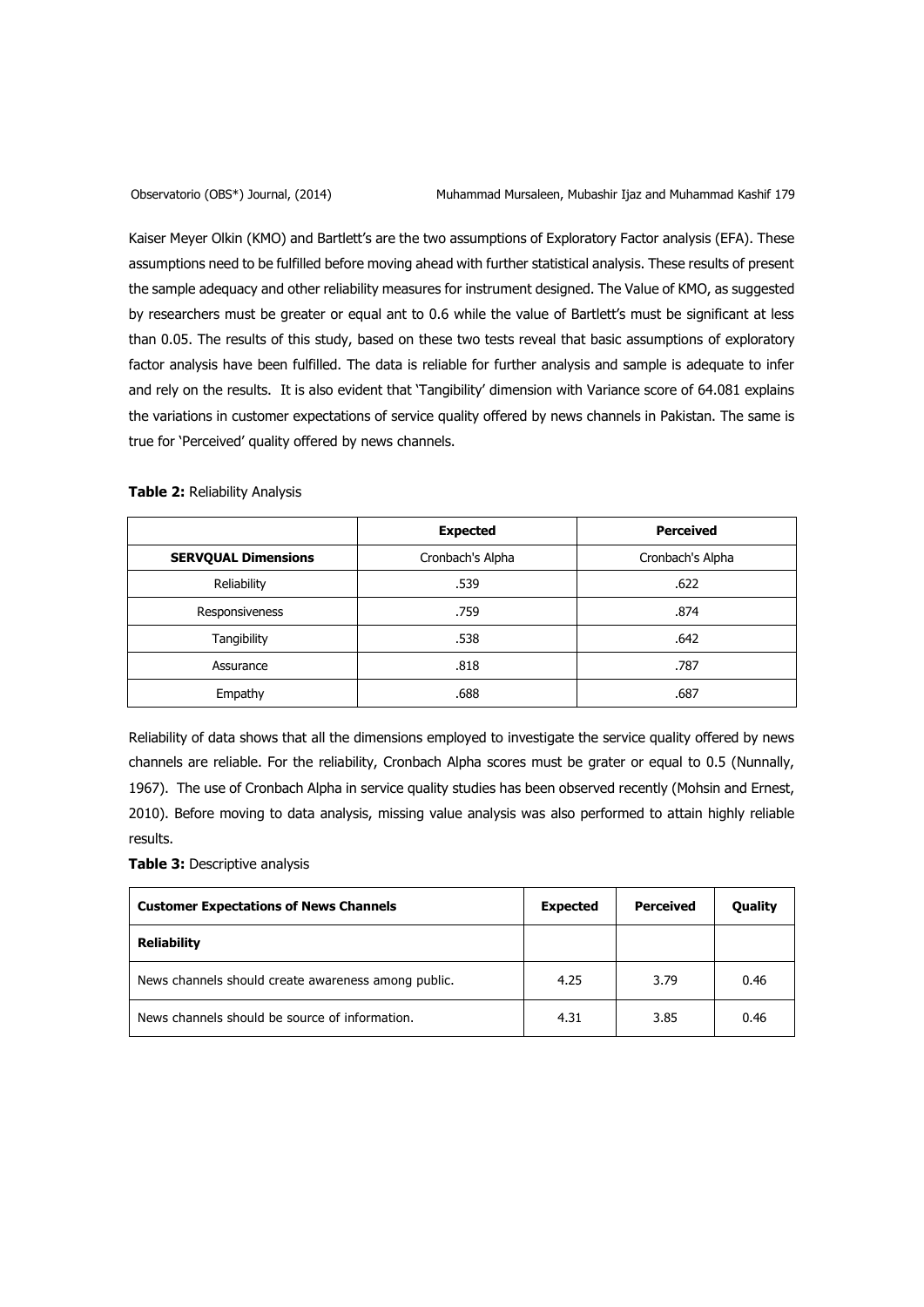Kaiser Meyer Olkin (KMO) and Bartlett's are the two assumptions of Exploratory Factor analysis (EFA). These assumptions need to be fulfilled before moving ahead with further statistical analysis. These results of present the sample adequacy and other reliability measures for instrument designed. The Value of KMO, as suggested by researchers must be greater or equal ant to 0.6 while the value of Bartlett's must be significant at less than 0.05. The results of this study, based on these two tests reveal that basic assumptions of exploratory factor analysis have been fulfilled. The data is reliable for further analysis and sample is adequate to infer and rely on the results. It is also evident that 'Tangibility' dimension with Variance score of 64.081 explains the variations in customer expectations of service quality offered by news channels in Pakistan. The same is true for 'Perceived' quality offered by news channels.

**Table 2:** Reliability Analysis

| | **Expected** | **Perceived** |
|---|---|---|
| **SERVQUAL Dimensions** | Cronbach's Alpha | Cronbach's Alpha |
| Reliability | .539 | .622 |
| Responsiveness | .759 | .874 |
| Tangibility | .538 | .642 |
| Assurance | .818 | .787 |
| Empathy | .688 | .687 |

Reliability of data shows that all the dimensions employed to investigate the service quality offered by news channels are reliable. For the reliability, Cronbach Alpha scores must be grater or equal to 0.5 (Nunnally, 1967). The use of Cronbach Alpha in service quality studies has been observed recently (Mohsin and Ernest, 2010). Before moving to data analysis, missing value analysis was also performed to attain highly reliable results.

**Table 3:** Descriptive analysis

| **Customer Expectations of News Channels** | **Expected** | **Perceived** | **Quality** |
|---|---|---|---|
| **Reliability** | | | |
| News channels should create awareness among public. | 4.25 | 3.79 | 0.46 |
| News channels should be source of information. | 4.31 | 3.85 | 0.46 |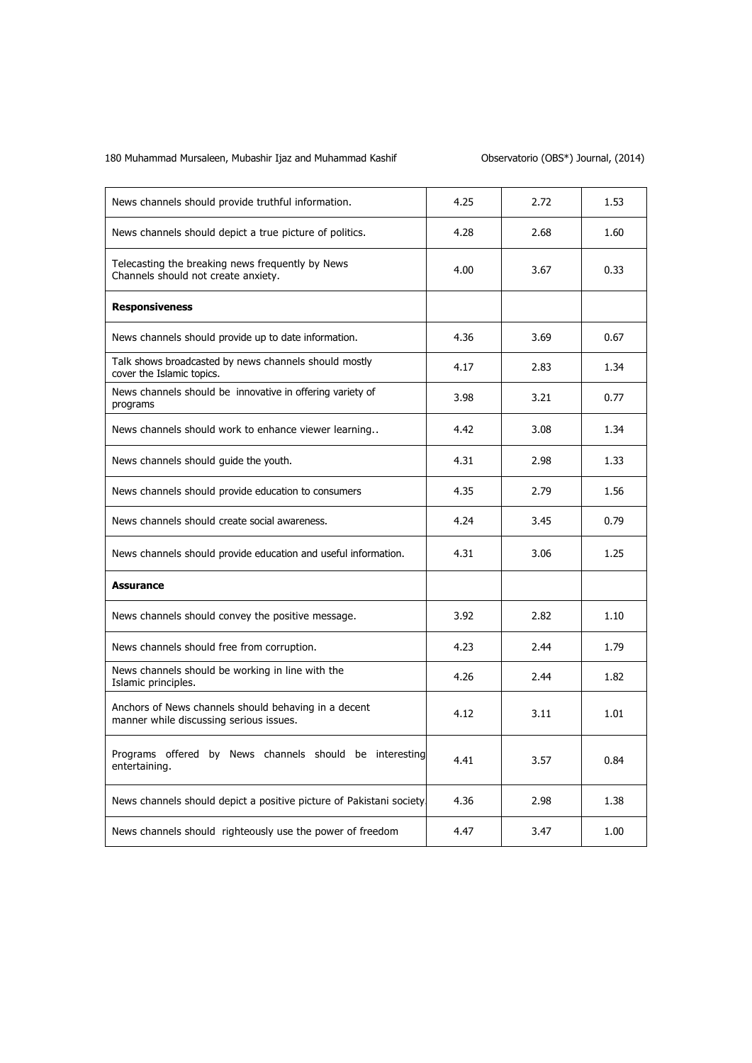| | | | |
|---|---|---|---|
| News channels should provide truthful information. | 4.25 | 2.72 | 1.53 |
| News channels should depict a true picture of politics. | 4.28 | 2.68 | 1.60 |
| Telecasting the breaking news frequently by News Channels should not create anxiety. | 4.00 | 3.67 | 0.33 |
| **Responsiveness** | | | |
| News channels should provide up to date information. | 4.36 | 3.69 | 0.67 |
| Talk shows broadcasted by news channels should mostly cover the Islamic topics. | 4.17 | 2.83 | 1.34 |
| News channels should be innovative in offering variety of programs | 3.98 | 3.21 | 0.77 |
| News channels should work to enhance viewer learning.. | 4.42 | 3.08 | 1.34 |
| News channels should guide the youth. | 4.31 | 2.98 | 1.33 |
| News channels should provide education to consumers | 4.35 | 2.79 | 1.56 |
| News channels should create social awareness. | 4.24 | 3.45 | 0.79 |
| News channels should provide education and useful information. | 4.31 | 3.06 | 1.25 |
| **Assurance** | | | |
| News channels should convey the positive message. | 3.92 | 2.82 | 1.10 |
| News channels should free from corruption. | 4.23 | 2.44 | 1.79 |
| News channels should be working in line with the Islamic principles. | 4.26 | 2.44 | 1.82 |
| Anchors of News channels should behaving in a decent manner while discussing serious issues. | 4.12 | 3.11 | 1.01 |
| Programs offered by News channels should be interesting entertaining. | 4.41 | 3.57 | 0.84 |
| News channels should depict a positive picture of Pakistani society. | 4.36 | 2.98 | 1.38 |
| News channels should righteously use the power of freedom | 4.47 | 3.47 | 1.00 |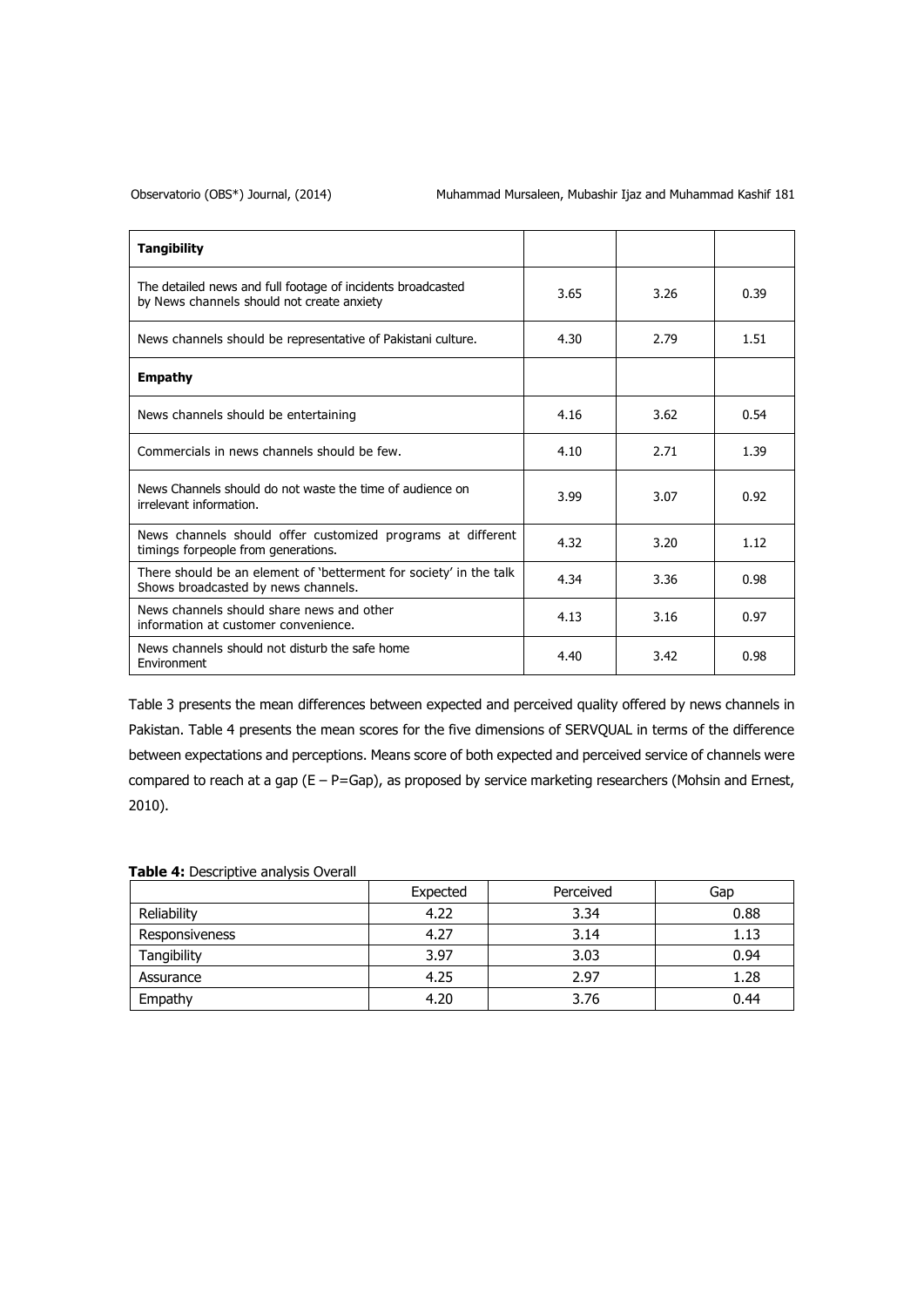| | | | |
|---|---|---|---|
| **Tangibility** | | | |
| The detailed news and full footage of incidents broadcasted by News channels should not create anxiety | 3.65 | 3.26 | 0.39 |
| News channels should be representative of Pakistani culture. | 4.30 | 2.79 | 1.51 |
| **Empathy** | | | |
| News channels should be entertaining | 4.16 | 3.62 | 0.54 |
| Commercials in news channels should be few. | 4.10 | 2.71 | 1.39 |
| News Channels should do not waste the time of audience on irrelevant information. | 3.99 | 3.07 | 0.92 |
| News channels should offer customized programs at different timings forpeople from generations. | 4.32 | 3.20 | 1.12 |
| There should be an element of 'betterment for society' in the talk Shows broadcasted by news channels. | 4.34 | 3.36 | 0.98 |
| News channels should share news and other information at customer convenience. | 4.13 | 3.16 | 0.97 |
| News channels should not disturb the safe home Environment | 4.40 | 3.42 | 0.98 |

Table 3 presents the mean differences between expected and perceived quality offered by news channels in Pakistan. Table 4 presents the mean scores for the five dimensions of SERVQUAL in terms of the difference between expectations and perceptions. Means score of both expected and perceived service of channels were compared to reach at a gap (E – P=Gap), as proposed by service marketing researchers (Mohsin and Ernest, 2010).

**Table 4:** Descriptive analysis Overall

| | Expected | Perceived | Gap |
|---|---|---|---|
| Reliability | 4.22 | 3.34 | 0.88 |
| Responsiveness | 4.27 | 3.14 | 1.13 |
| Tangibility | 3.97 | 3.03 | 0.94 |
| Assurance | 4.25 | 2.97 | 1.28 |
| Empathy | 4.20 | 3.76 | 0.44 |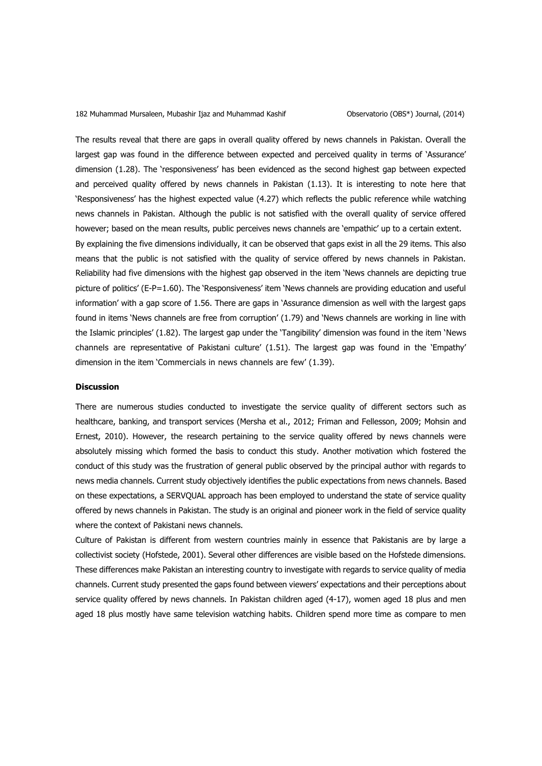The results reveal that there are gaps in overall quality offered by news channels in Pakistan. Overall the largest gap was found in the difference between expected and perceived quality in terms of 'Assurance' dimension (1.28). The 'responsiveness' has been evidenced as the second highest gap between expected and perceived quality offered by news channels in Pakistan (1.13). It is interesting to note here that 'Responsiveness' has the highest expected value (4.27) which reflects the public reference while watching news channels in Pakistan. Although the public is not satisfied with the overall quality of service offered however; based on the mean results, public perceives news channels are 'empathic' up to a certain extent.

By explaining the five dimensions individually, it can be observed that gaps exist in all the 29 items. This also means that the public is not satisfied with the quality of service offered by news channels in Pakistan. Reliability had five dimensions with the highest gap observed in the item 'News channels are depicting true picture of politics' (E-P=1.60). The 'Responsiveness' item 'News channels are providing education and useful information' with a gap score of 1.56. There are gaps in 'Assurance dimension as well with the largest gaps found in items 'News channels are free from corruption' (1.79) and 'News channels are working in line with the Islamic principles' (1.82). The largest gap under the 'Tangibility' dimension was found in the item 'News channels are representative of Pakistani culture' (1.51). The largest gap was found in the 'Empathy' dimension in the item 'Commercials in news channels are few' (1.39).

**Discussion**

There are numerous studies conducted to investigate the service quality of different sectors such as healthcare, banking, and transport services (Mersha et al., 2012; Friman and Fellesson, 2009; Mohsin and Ernest, 2010). However, the research pertaining to the service quality offered by news channels were absolutely missing which formed the basis to conduct this study. Another motivation which fostered the conduct of this study was the frustration of general public observed by the principal author with regards to news media channels. Current study objectively identifies the public expectations from news channels. Based on these expectations, a SERVQUAL approach has been employed to understand the state of service quality offered by news channels in Pakistan. The study is an original and pioneer work in the field of service quality where the context of Pakistani news channels.

Culture of Pakistan is different from western countries mainly in essence that Pakistanis are by large a collectivist society (Hofstede, 2001). Several other differences are visible based on the Hofstede dimensions. These differences make Pakistan an interesting country to investigate with regards to service quality of media channels. Current study presented the gaps found between viewers' expectations and their perceptions about service quality offered by news channels. In Pakistan children aged (4-17), women aged 18 plus and men aged 18 plus mostly have same television watching habits. Children spend more time as compare to men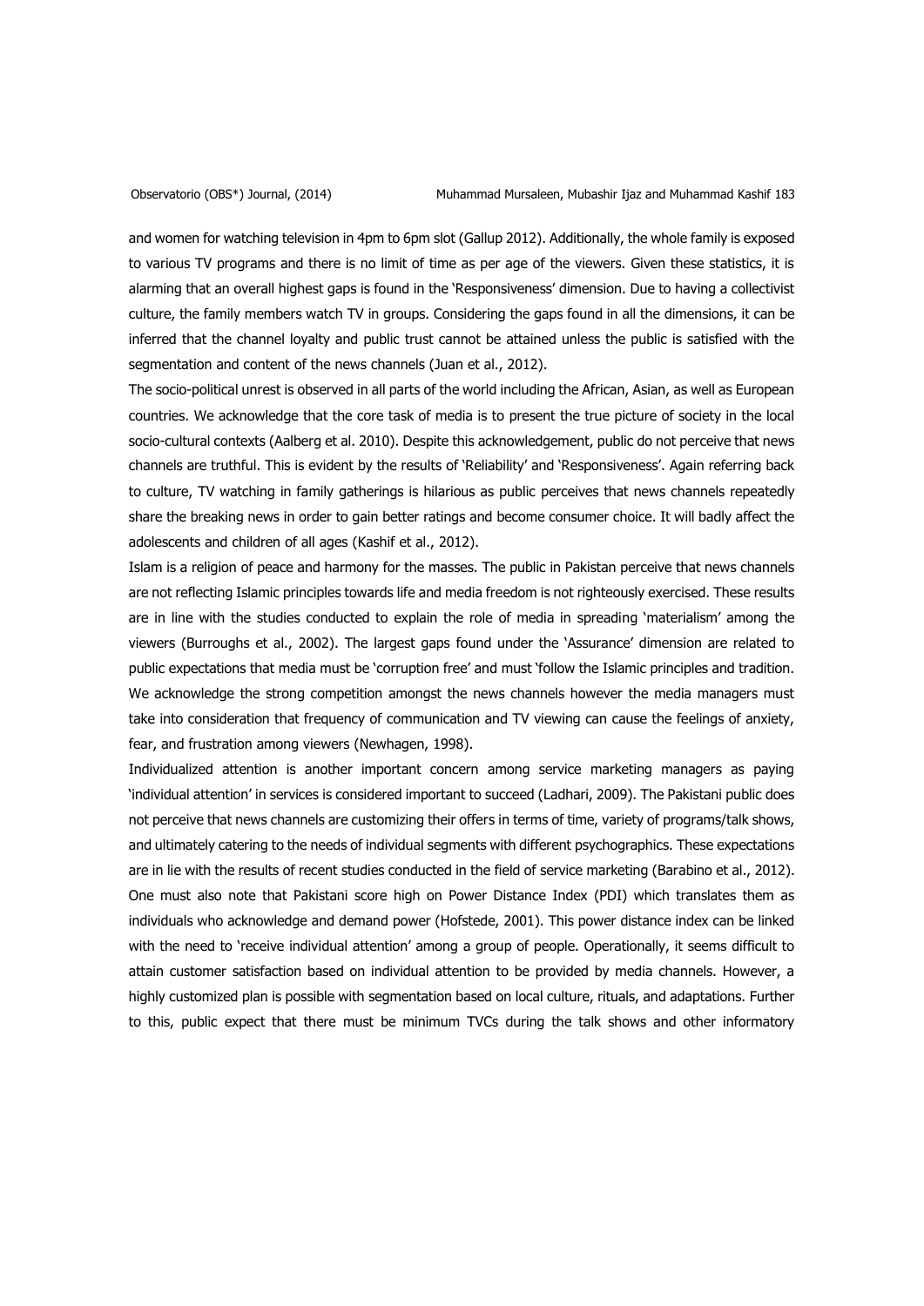and women for watching television in 4pm to 6pm slot (Gallup 2012). Additionally, the whole family is exposed to various TV programs and there is no limit of time as per age of the viewers. Given these statistics, it is alarming that an overall highest gaps is found in the 'Responsiveness' dimension. Due to having a collectivist culture, the family members watch TV in groups. Considering the gaps found in all the dimensions, it can be inferred that the channel loyalty and public trust cannot be attained unless the public is satisfied with the segmentation and content of the news channels (Juan et al., 2012).

The socio-political unrest is observed in all parts of the world including the African, Asian, as well as European countries. We acknowledge that the core task of media is to present the true picture of society in the local socio-cultural contexts (Aalberg et al. 2010). Despite this acknowledgement, public do not perceive that news channels are truthful. This is evident by the results of 'Reliability' and 'Responsiveness'. Again referring back to culture, TV watching in family gatherings is hilarious as public perceives that news channels repeatedly share the breaking news in order to gain better ratings and become consumer choice. It will badly affect the adolescents and children of all ages (Kashif et al., 2012).

Islam is a religion of peace and harmony for the masses. The public in Pakistan perceive that news channels are not reflecting Islamic principles towards life and media freedom is not righteously exercised. These results are in line with the studies conducted to explain the role of media in spreading 'materialism' among the viewers (Burroughs et al., 2002). The largest gaps found under the 'Assurance' dimension are related to public expectations that media must be 'corruption free' and must 'follow the Islamic principles and tradition. We acknowledge the strong competition amongst the news channels however the media managers must take into consideration that frequency of communication and TV viewing can cause the feelings of anxiety, fear, and frustration among viewers (Newhagen, 1998).

Individualized attention is another important concern among service marketing managers as paying 'individual attention' in services is considered important to succeed (Ladhari, 2009). The Pakistani public does not perceive that news channels are customizing their offers in terms of time, variety of programs/talk shows, and ultimately catering to the needs of individual segments with different psychographics. These expectations are in lie with the results of recent studies conducted in the field of service marketing (Barabino et al., 2012). One must also note that Pakistani score high on Power Distance Index (PDI) which translates them as individuals who acknowledge and demand power (Hofstede, 2001). This power distance index can be linked with the need to 'receive individual attention' among a group of people. Operationally, it seems difficult to attain customer satisfaction based on individual attention to be provided by media channels. However, a highly customized plan is possible with segmentation based on local culture, rituals, and adaptations. Further to this, public expect that there must be minimum TVCs during the talk shows and other informatory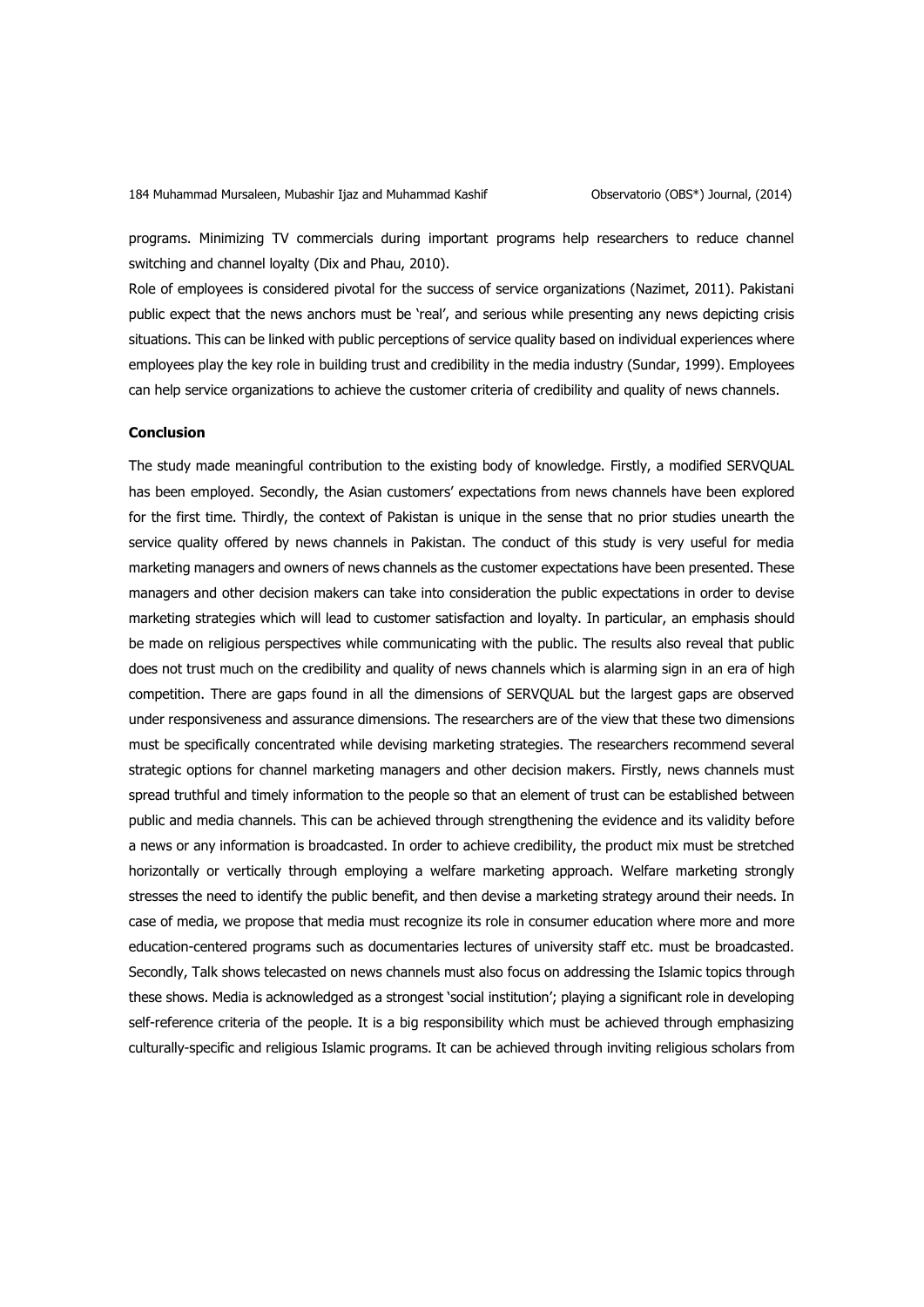programs. Minimizing TV commercials during important programs help researchers to reduce channel switching and channel loyalty (Dix and Phau, 2010).

Role of employees is considered pivotal for the success of service organizations (Nazimet, 2011). Pakistani public expect that the news anchors must be 'real', and serious while presenting any news depicting crisis situations. This can be linked with public perceptions of service quality based on individual experiences where employees play the key role in building trust and credibility in the media industry (Sundar, 1999). Employees can help service organizations to achieve the customer criteria of credibility and quality of news channels.

**Conclusion**

The study made meaningful contribution to the existing body of knowledge. Firstly, a modified SERVQUAL has been employed. Secondly, the Asian customers' expectations from news channels have been explored for the first time. Thirdly, the context of Pakistan is unique in the sense that no prior studies unearth the service quality offered by news channels in Pakistan. The conduct of this study is very useful for media marketing managers and owners of news channels as the customer expectations have been presented. These managers and other decision makers can take into consideration the public expectations in order to devise marketing strategies which will lead to customer satisfaction and loyalty. In particular, an emphasis should be made on religious perspectives while communicating with the public. The results also reveal that public does not trust much on the credibility and quality of news channels which is alarming sign in an era of high competition. There are gaps found in all the dimensions of SERVQUAL but the largest gaps are observed under responsiveness and assurance dimensions. The researchers are of the view that these two dimensions must be specifically concentrated while devising marketing strategies. The researchers recommend several strategic options for channel marketing managers and other decision makers. Firstly, news channels must spread truthful and timely information to the people so that an element of trust can be established between public and media channels. This can be achieved through strengthening the evidence and its validity before a news or any information is broadcasted. In order to achieve credibility, the product mix must be stretched horizontally or vertically through employing a welfare marketing approach. Welfare marketing strongly stresses the need to identify the public benefit, and then devise a marketing strategy around their needs. In case of media, we propose that media must recognize its role in consumer education where more and more education-centered programs such as documentaries lectures of university staff etc. must be broadcasted. Secondly, Talk shows telecasted on news channels must also focus on addressing the Islamic topics through these shows. Media is acknowledged as a strongest 'social institution'; playing a significant role in developing self-reference criteria of the people. It is a big responsibility which must be achieved through emphasizing culturally-specific and religious Islamic programs. It can be achieved through inviting religious scholars from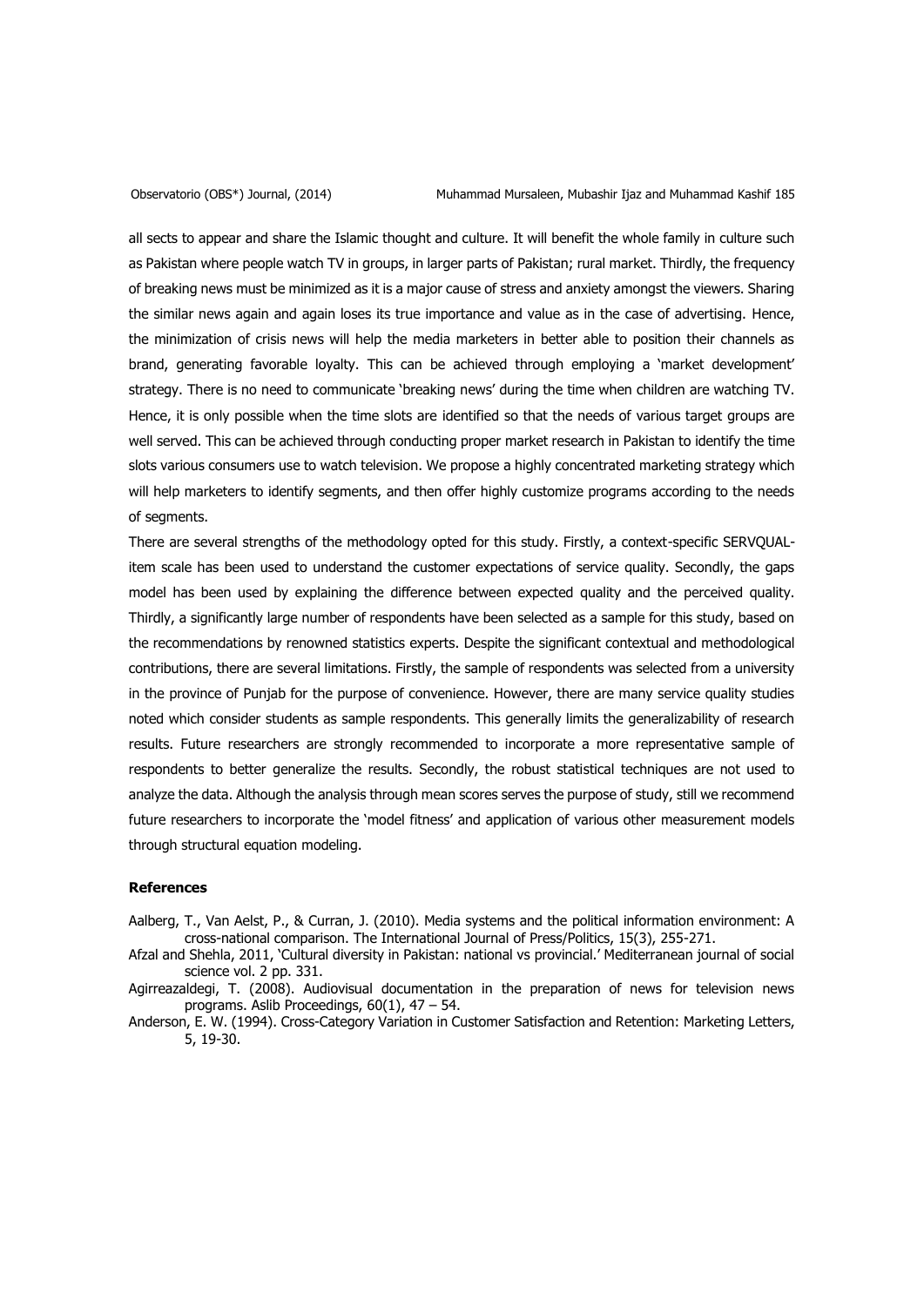all sects to appear and share the Islamic thought and culture. It will benefit the whole family in culture such as Pakistan where people watch TV in groups, in larger parts of Pakistan; rural market. Thirdly, the frequency of breaking news must be minimized as it is a major cause of stress and anxiety amongst the viewers. Sharing the similar news again and again loses its true importance and value as in the case of advertising. Hence, the minimization of crisis news will help the media marketers in better able to position their channels as brand, generating favorable loyalty. This can be achieved through employing a 'market development' strategy. There is no need to communicate 'breaking news' during the time when children are watching TV. Hence, it is only possible when the time slots are identified so that the needs of various target groups are well served. This can be achieved through conducting proper market research in Pakistan to identify the time slots various consumers use to watch television. We propose a highly concentrated marketing strategy which will help marketers to identify segments, and then offer highly customize programs according to the needs of segments.

There are several strengths of the methodology opted for this study. Firstly, a context-specific SERVQUAL-item scale has been used to understand the customer expectations of service quality. Secondly, the gaps model has been used by explaining the difference between expected quality and the perceived quality. Thirdly, a significantly large number of respondents have been selected as a sample for this study, based on the recommendations by renowned statistics experts. Despite the significant contextual and methodological contributions, there are several limitations. Firstly, the sample of respondents was selected from a university in the province of Punjab for the purpose of convenience. However, there are many service quality studies noted which consider students as sample respondents. This generally limits the generalizability of research results. Future researchers are strongly recommended to incorporate a more representative sample of respondents to better generalize the results. Secondly, the robust statistical techniques are not used to analyze the data. Although the analysis through mean scores serves the purpose of study, still we recommend future researchers to incorporate the 'model fitness' and application of various other measurement models through structural equation modeling.

## References

Aalberg, T., Van Aelst, P., & Curran, J. (2010). Media systems and the political information environment: A cross-national comparison. The International Journal of Press/Politics, 15(3), 255-271.

Afzal and Shehla, 2011, 'Cultural diversity in Pakistan: national vs provincial.' Mediterranean journal of social science vol. 2 pp. 331.

Agirreazaldegi, T. (2008). Audiovisual documentation in the preparation of news for television news programs. Aslib Proceedings, 60(1), 47 – 54.

Anderson, E. W. (1994). Cross-Category Variation in Customer Satisfaction and Retention: Marketing Letters, 5, 19-30.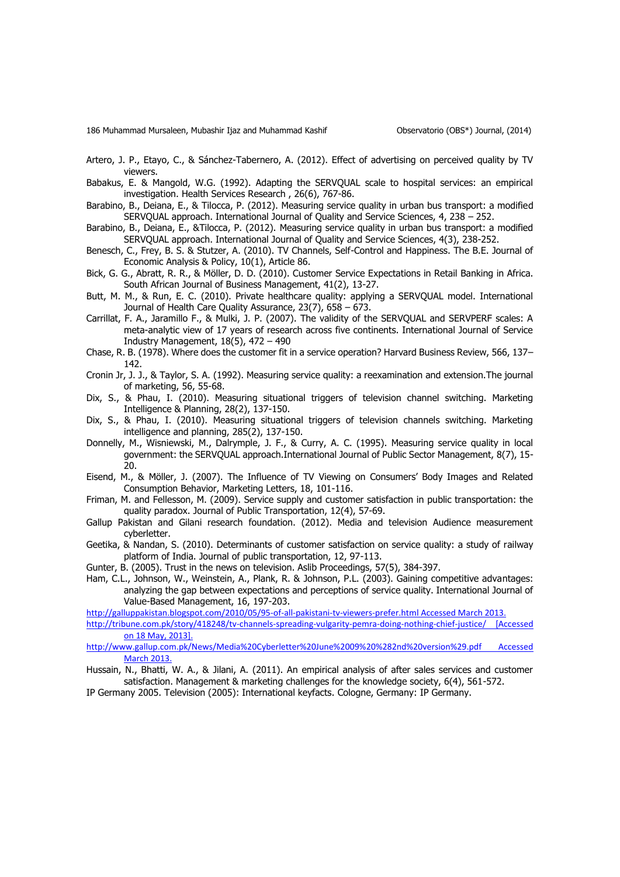Artero, J. P., Etayo, C., & Sánchez-Tabernero, A. (2012). Effect of advertising on perceived quality by TV viewers.

Babakus, E. & Mangold, W.G. (1992). Adapting the SERVQUAL scale to hospital services: an empirical investigation. Health Services Research , 26(6), 767-86.

Barabino, B., Deiana, E., & Tilocca, P. (2012). Measuring service quality in urban bus transport: a modified SERVQUAL approach. International Journal of Quality and Service Sciences, 4, 238 – 252.

Barabino, B., Deiana, E., &Tilocca, P. (2012). Measuring service quality in urban bus transport: a modified SERVQUAL approach. International Journal of Quality and Service Sciences, 4(3), 238-252.

Benesch, C., Frey, B. S. & Stutzer, A. (2010). TV Channels, Self-Control and Happiness. The B.E. Journal of Economic Analysis & Policy, 10(1), Article 86.

Bick, G. G., Abratt, R. R., & Möller, D. D. (2010). Customer Service Expectations in Retail Banking in Africa. South African Journal of Business Management, 41(2), 13-27.

Butt, M. M., & Run, E. C. (2010). Private healthcare quality: applying a SERVQUAL model. International Journal of Health Care Quality Assurance, 23(7), 658 – 673.

Carrillat, F. A., Jaramillo F., & Mulki, J. P. (2007). The validity of the SERVQUAL and SERVPERF scales: A meta-analytic view of 17 years of research across five continents. International Journal of Service Industry Management, 18(5), 472 – 490

Chase, R. B. (1978). Where does the customer fit in a service operation? Harvard Business Review, 566, 137–142.

Cronin Jr, J. J., & Taylor, S. A. (1992). Measuring service quality: a reexamination and extension.The journal of marketing, 56, 55-68.

Dix, S., & Phau, I. (2010). Measuring situational triggers of television channel switching. Marketing Intelligence & Planning, 28(2), 137-150.

Dix, S., & Phau, I. (2010). Measuring situational triggers of television channels switching. Marketing intelligence and planning, 285(2), 137-150.

Donnelly, M., Wisniewski, M., Dalrymple, J. F., & Curry, A. C. (1995). Measuring service quality in local government: the SERVQUAL approach.International Journal of Public Sector Management, 8(7), 15-20.

Eisend, M., & Möller, J. (2007). The Influence of TV Viewing on Consumers' Body Images and Related Consumption Behavior, Marketing Letters, 18, 101-116.

Friman, M. and Fellesson, M. (2009). Service supply and customer satisfaction in public transportation: the quality paradox. Journal of Public Transportation, 12(4), 57-69.

Gallup Pakistan and Gilani research foundation. (2012). Media and television Audience measurement cyberletter.

Geetika, & Nandan, S. (2010). Determinants of customer satisfaction on service quality: a study of railway platform of India. Journal of public transportation, 12, 97-113.

Gunter, B. (2005). Trust in the news on television. Aslib Proceedings, 57(5), 384-397.

Ham, C.L., Johnson, W., Weinstein, A., Plank, R. & Johnson, P.L. (2003). Gaining competitive advantages: analyzing the gap between expectations and perceptions of service quality. International Journal of Value-Based Management, 16, 197-203.

http://galluppakistan.blogspot.com/2010/05/95-of-all-pakistani-tv-viewers-prefer.html Accessed March 2013.

http://tribune.com.pk/story/418248/tv-channels-spreading-vulgarity-pemra-doing-nothing-chief-justice/ [Accessed on 18 May, 2013].

http://www.gallup.com.pk/News/Media%20Cyberletter%20June%2009%20%282nd%20version%29.pdf Accessed March 2013.

Hussain, N., Bhatti, W. A., & Jilani, A. (2011). An empirical analysis of after sales services and customer satisfaction. Management & marketing challenges for the knowledge society, 6(4), 561-572.

IP Germany 2005. Television (2005): International keyfacts. Cologne, Germany: IP Germany.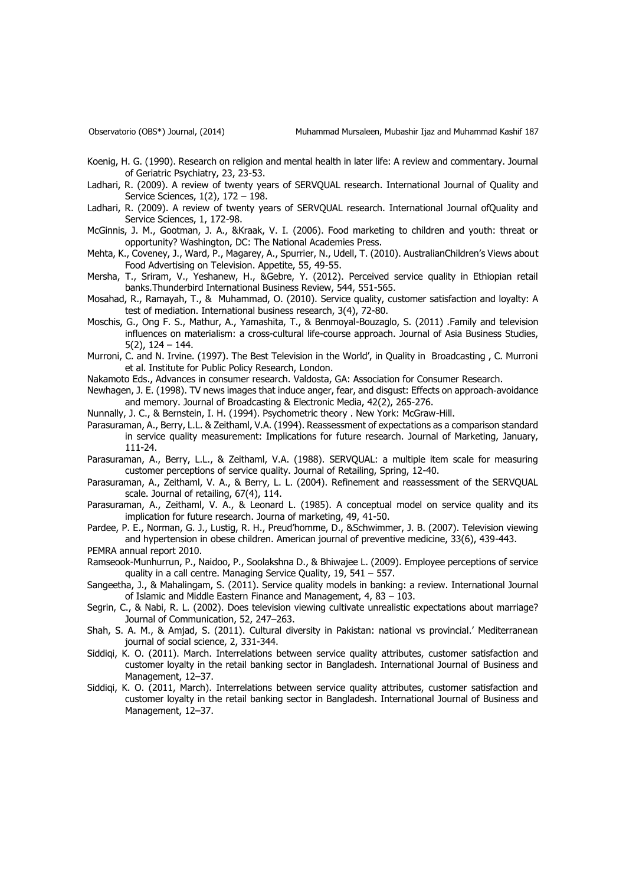Koenig, H. G. (1990). Research on religion and mental health in later life: A review and commentary. Journal of Geriatric Psychiatry, 23, 23-53.

Ladhari, R. (2009). A review of twenty years of SERVQUAL research. International Journal of Quality and Service Sciences, 1(2), 172 – 198.

Ladhari, R. (2009). A review of twenty years of SERVQUAL research. International Journal ofQuality and Service Sciences, 1, 172-98.

McGinnis, J. M., Gootman, J. A., &Kraak, V. I. (2006). Food marketing to children and youth: threat or opportunity? Washington, DC: The National Academies Press.

Mehta, K., Coveney, J., Ward, P., Magarey, A., Spurrier, N., Udell, T. (2010). AustralianChildren's Views about Food Advertising on Television. Appetite, 55, 49-55.

Mersha, T., Sriram, V., Yeshanew, H., &Gebre, Y. (2012). Perceived service quality in Ethiopian retail banks.Thunderbird International Business Review, 544, 551-565.

Mosahad, R., Ramayah, T., & Muhammad, O. (2010). Service quality, customer satisfaction and loyalty: A test of mediation. International business research, 3(4), 72-80.

Moschis, G., Ong F. S., Mathur, A., Yamashita, T., & Benmoyal-Bouzaglo, S. (2011) .Family and television influences on materialism: a cross-cultural life-course approach. Journal of Asia Business Studies, 5(2), 124 – 144.

Murroni, C. and N. Irvine. (1997). The Best Television in the World', in Quality in Broadcasting , C. Murroni et al. Institute for Public Policy Research, London.

Nakamoto Eds., Advances in consumer research. Valdosta, GA: Association for Consumer Research.

Newhagen, J. E. (1998). TV news images that induce anger, fear, and disgust: Effects on approach-avoidance and memory. Journal of Broadcasting & Electronic Media, 42(2), 265-276.

Nunnally, J. C., & Bernstein, I. H. (1994). Psychometric theory . New York: McGraw-Hill.

Parasuraman, A., Berry, L.L. & Zeithaml, V.A. (1994). Reassessment of expectations as a comparison standard in service quality measurement: Implications for future research. Journal of Marketing, January, 111-24.

Parasuraman, A., Berry, L.L., & Zeithaml, V.A. (1988). SERVQUAL: a multiple item scale for measuring customer perceptions of service quality. Journal of Retailing, Spring, 12-40.

Parasuraman, A., Zeithaml, V. A., & Berry, L. L. (2004). Refinement and reassessment of the SERVQUAL scale. Journal of retailing, 67(4), 114.

Parasuraman, A., Zeithaml, V. A., & Leonard L. (1985). A conceptual model on service quality and its implication for future research. Journa of marketing, 49, 41-50.

Pardee, P. E., Norman, G. J., Lustig, R. H., Preud'homme, D., &Schwimmer, J. B. (2007). Television viewing and hypertension in obese children. American journal of preventive medicine, 33(6), 439-443.

PEMRA annual report 2010.

Ramseook-Munhurrun, P., Naidoo, P., Soolakshna D., & Bhiwajee L. (2009). Employee perceptions of service quality in a call centre. Managing Service Quality, 19, 541 – 557.

Sangeetha, J., & Mahalingam, S. (2011). Service quality models in banking: a review. International Journal of Islamic and Middle Eastern Finance and Management, 4, 83 – 103.

Segrin, C., & Nabi, R. L. (2002). Does television viewing cultivate unrealistic expectations about marriage? Journal of Communication, 52, 247–263.

Shah, S. A. M., & Amjad, S. (2011). Cultural diversity in Pakistan: national vs provincial.' Mediterranean journal of social science, 2, 331-344.

Siddiqi, K. O. (2011). March. Interrelations between service quality attributes, customer satisfaction and customer loyalty in the retail banking sector in Bangladesh. International Journal of Business and Management, 12–37.

Siddiqi, K. O. (2011, March). Interrelations between service quality attributes, customer satisfaction and customer loyalty in the retail banking sector in Bangladesh. International Journal of Business and Management, 12–37.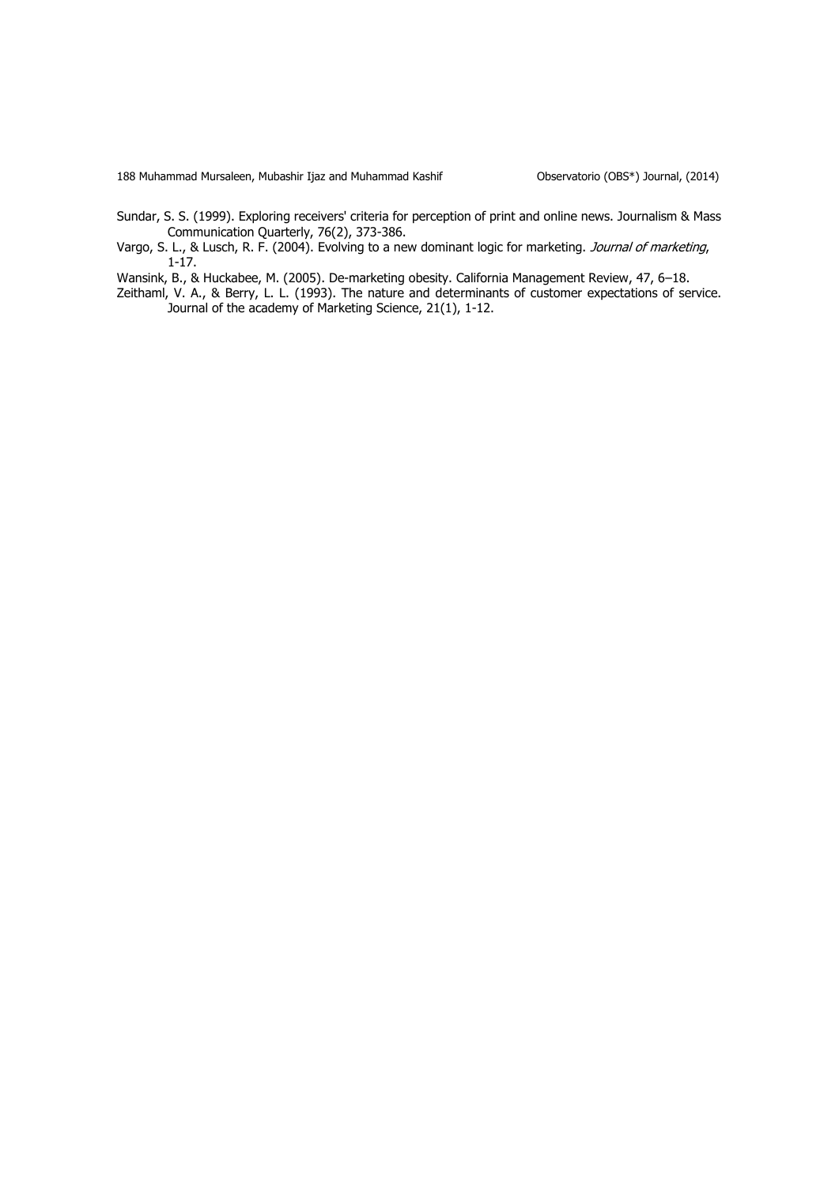Sundar, S. S. (1999). Exploring receivers' criteria for perception of print and online news. Journalism & Mass Communication Quarterly, 76(2), 373-386.

Vargo, S. L., & Lusch, R. F. (2004). Evolving to a new dominant logic for marketing. *Journal of marketing*, 1-17.

Wansink, B., & Huckabee, M. (2005). De-marketing obesity. California Management Review, 47, 6–18.

Zeithaml, V. A., & Berry, L. L. (1993). The nature and determinants of customer expectations of service. Journal of the academy of Marketing Science, 21(1), 1-12.